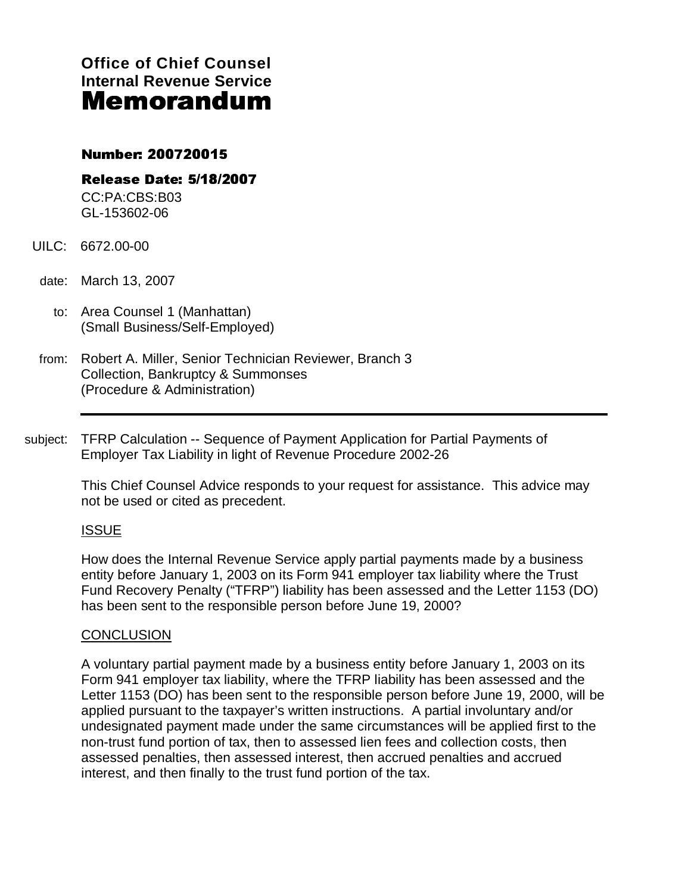**Office of Chief Counsel**
**Internal Revenue Service**
# Memorandum

**Number: 200720015**

**Release Date: 5/18/2007**

CC:PA:CBS:B03
GL-153602-06

UILC: 6672.00-00

date: March 13, 2007

to: Area Counsel 1 (Manhattan)
(Small Business/Self-Employed)

from: Robert A. Miller, Senior Technician Reviewer, Branch 3
Collection, Bankruptcy & Summonses
(Procedure & Administration)

---

subject: TFRP Calculation -- Sequence of Payment Application for Partial Payments of Employer Tax Liability in light of Revenue Procedure 2002-26

This Chief Counsel Advice responds to your request for assistance. This advice may not be used or cited as precedent.

## ISSUE

How does the Internal Revenue Service apply partial payments made by a business entity before January 1, 2003 on its Form 941 employer tax liability where the Trust Fund Recovery Penalty ("TFRP") liability has been assessed and the Letter 1153 (DO) has been sent to the responsible person before June 19, 2000?

## CONCLUSION

A voluntary partial payment made by a business entity before January 1, 2003 on its Form 941 employer tax liability, where the TFRP liability has been assessed and the Letter 1153 (DO) has been sent to the responsible person before June 19, 2000, will be applied pursuant to the taxpayer's written instructions. A partial involuntary and/or undesignated payment made under the same circumstances will be applied first to the non-trust fund portion of tax, then to assessed lien fees and collection costs, then assessed penalties, then assessed interest, then accrued penalties and accrued interest, and then finally to the trust fund portion of the tax.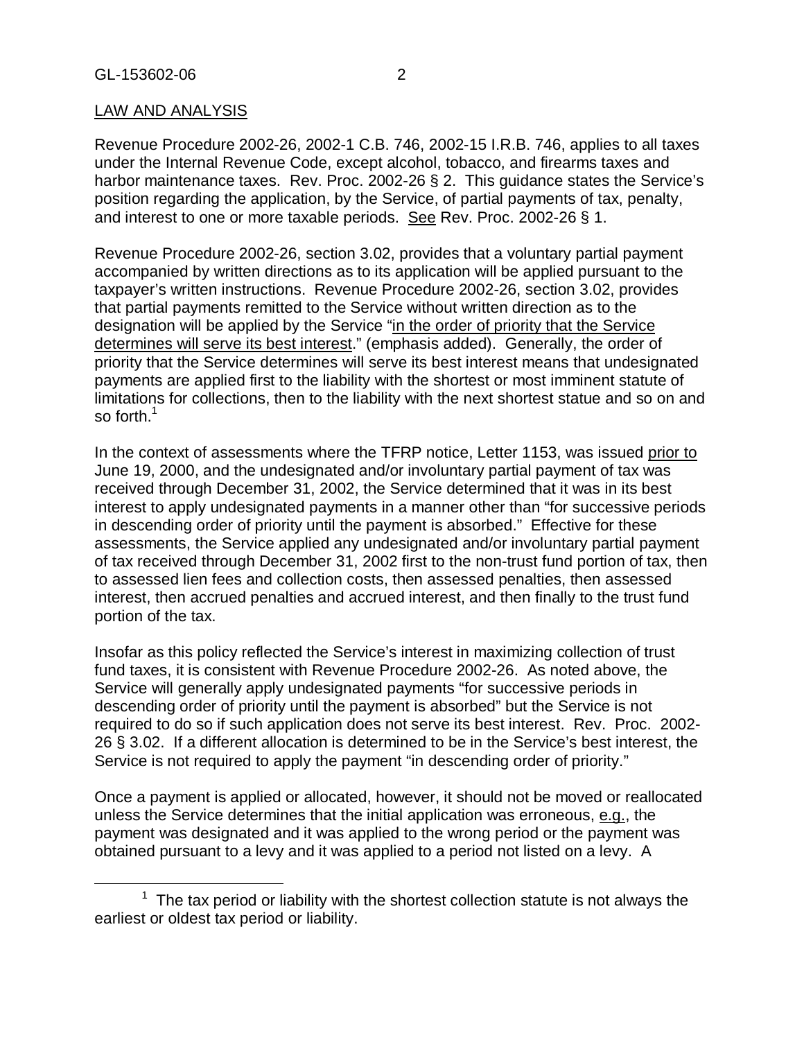LAW AND ANALYSIS

Revenue Procedure 2002-26, 2002-1 C.B. 746, 2002-15 I.R.B. 746, applies to all taxes under the Internal Revenue Code, except alcohol, tobacco, and firearms taxes and harbor maintenance taxes. Rev. Proc. 2002-26 § 2. This guidance states the Service's position regarding the application, by the Service, of partial payments of tax, penalty, and interest to one or more taxable periods. See Rev. Proc. 2002-26 § 1.

Revenue Procedure 2002-26, section 3.02, provides that a voluntary partial payment accompanied by written directions as to its application will be applied pursuant to the taxpayer's written instructions. Revenue Procedure 2002-26, section 3.02, provides that partial payments remitted to the Service without written direction as to the designation will be applied by the Service "in the order of priority that the Service determines will serve its best interest." (emphasis added). Generally, the order of priority that the Service determines will serve its best interest means that undesignated payments are applied first to the liability with the shortest or most imminent statute of limitations for collections, then to the liability with the next shortest statue and so on and so forth.[1]

In the context of assessments where the TFRP notice, Letter 1153, was issued prior to June 19, 2000, and the undesignated and/or involuntary partial payment of tax was received through December 31, 2002, the Service determined that it was in its best interest to apply undesignated payments in a manner other than "for successive periods in descending order of priority until the payment is absorbed." Effective for these assessments, the Service applied any undesignated and/or involuntary partial payment of tax received through December 31, 2002 first to the non-trust fund portion of tax, then to assessed lien fees and collection costs, then assessed penalties, then assessed interest, then accrued penalties and accrued interest, and then finally to the trust fund portion of the tax.

Insofar as this policy reflected the Service's interest in maximizing collection of trust fund taxes, it is consistent with Revenue Procedure 2002-26. As noted above, the Service will generally apply undesignated payments "for successive periods in descending order of priority until the payment is absorbed" but the Service is not required to do so if such application does not serve its best interest. Rev. Proc. 2002-26 § 3.02. If a different allocation is determined to be in the Service's best interest, the Service is not required to apply the payment "in descending order of priority."

Once a payment is applied or allocated, however, it should not be moved or reallocated unless the Service determines that the initial application was erroneous, e.g., the payment was designated and it was applied to the wrong period or the payment was obtained pursuant to a levy and it was applied to a period not listed on a levy. A

[1] The tax period or liability with the shortest collection statute is not always the earliest or oldest tax period or liability.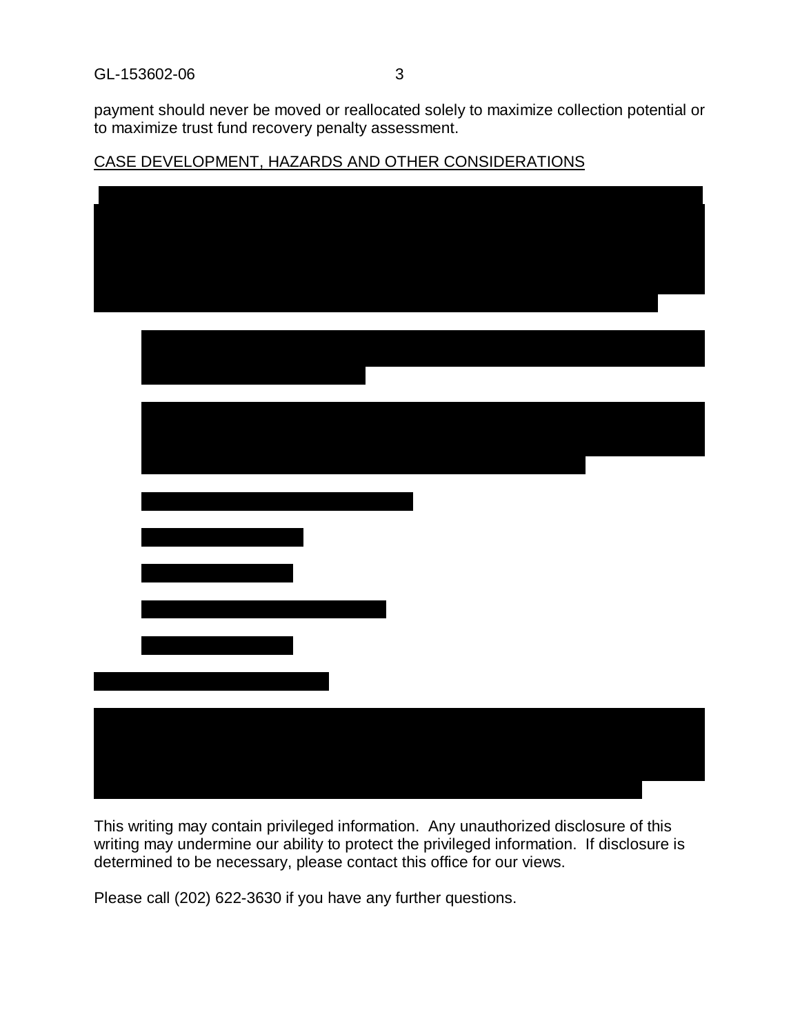payment should never be moved or reallocated solely to maximize collection potential or to maximize trust fund recovery penalty assessment.

CASE DEVELOPMENT, HAZARDS AND OTHER CONSIDERATIONS

This writing may contain privileged information. Any unauthorized disclosure of this writing may undermine our ability to protect the privileged information. If disclosure is determined to be necessary, please contact this office for our views.

Please call (202) 622-3630 if you have any further questions.